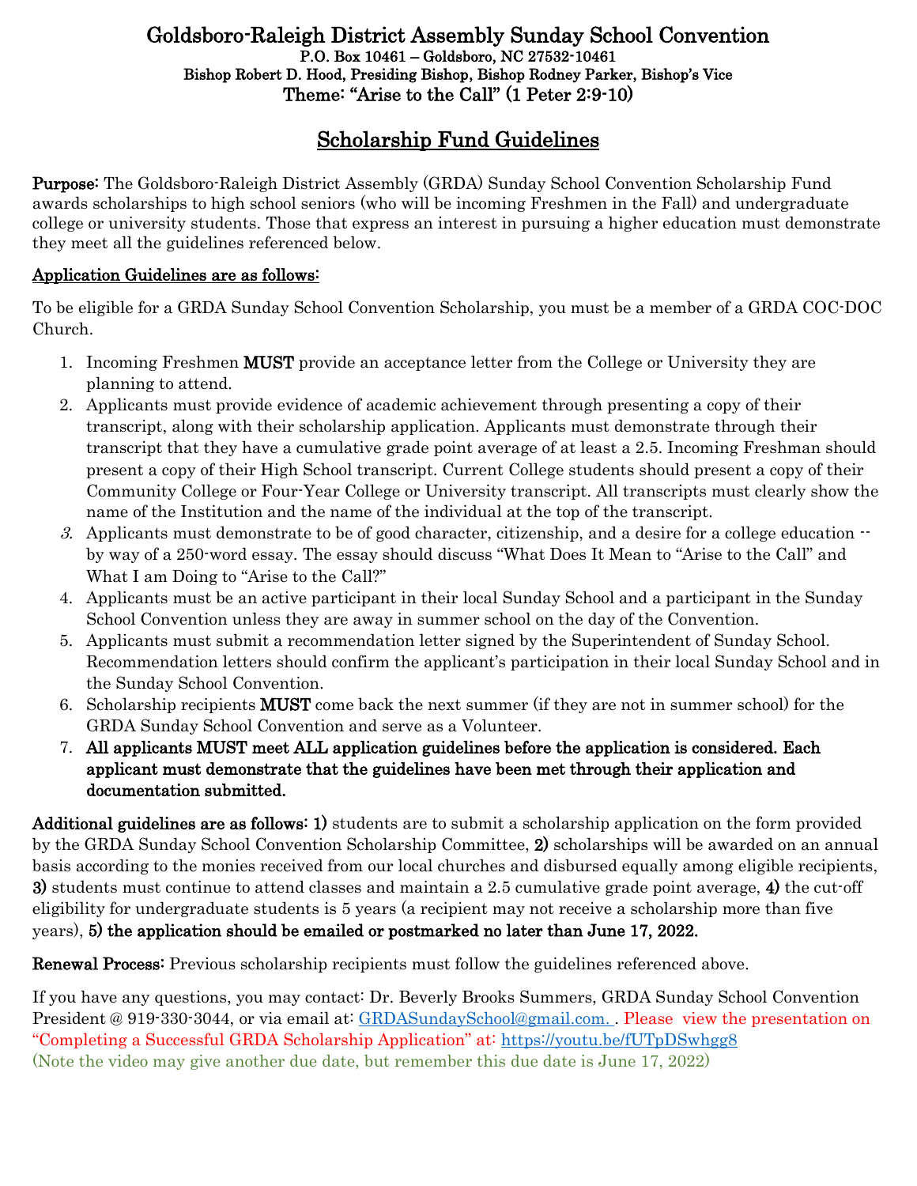# Goldsboro-Raleigh District Assembly Sunday School Convention

P.O. Box 10461 – Goldsboro, NC 27532-10461
Bishop Robert D. Hood, Presiding Bishop, Bishop Rodney Parker, Bishop's Vice
Theme: "Arise to the Call" (1 Peter 2:9-10)

## Scholarship Fund Guidelines

**Purpose:** The Goldsboro-Raleigh District Assembly (GRDA) Sunday School Convention Scholarship Fund awards scholarships to high school seniors (who will be incoming Freshmen in the Fall) and undergraduate college or university students. Those that express an interest in pursuing a higher education must demonstrate they meet all the guidelines referenced below.

**Application Guidelines are as follows:**

To be eligible for a GRDA Sunday School Convention Scholarship, you must be a member of a GRDA COC-DOC Church.

1. Incoming Freshmen **MUST** provide an acceptance letter from the College or University they are planning to attend.
2. Applicants must provide evidence of academic achievement through presenting a copy of their transcript, along with their scholarship application. Applicants must demonstrate through their transcript that they have a cumulative grade point average of at least a 2.5. Incoming Freshman should present a copy of their High School transcript. Current College students should present a copy of their Community College or Four-Year College or University transcript. All transcripts must clearly show the name of the Institution and the name of the individual at the top of the transcript.
3. Applicants must demonstrate to be of good character, citizenship, and a desire for a college education -- by way of a 250-word essay. The essay should discuss "What Does It Mean to "Arise to the Call" and What I am Doing to "Arise to the Call?"
4. Applicants must be an active participant in their local Sunday School and a participant in the Sunday School Convention unless they are away in summer school on the day of the Convention.
5. Applicants must submit a recommendation letter signed by the Superintendent of Sunday School. Recommendation letters should confirm the applicant's participation in their local Sunday School and in the Sunday School Convention.
6. Scholarship recipients **MUST** come back the next summer (if they are not in summer school) for the GRDA Sunday School Convention and serve as a Volunteer.
7. **All applicants MUST meet ALL application guidelines before the application is considered. Each applicant must demonstrate that the guidelines have been met through their application and documentation submitted.**

**Additional guidelines are as follows: 1)** students are to submit a scholarship application on the form provided by the GRDA Sunday School Convention Scholarship Committee, **2)** scholarships will be awarded on an annual basis according to the monies received from our local churches and disbursed equally among eligible recipients, **3)** students must continue to attend classes and maintain a 2.5 cumulative grade point average, **4)** the cut-off eligibility for undergraduate students is 5 years (a recipient may not receive a scholarship more than five years), **5) the application should be emailed or postmarked no later than June 17, 2022.**

**Renewal Process:** Previous scholarship recipients must follow the guidelines referenced above.

If you have any questions, you may contact: Dr. Beverly Brooks Summers, GRDA Sunday School Convention President @ 919-330-3044, or via email at: GRDASundaySchool@gmail.com. . Please view the presentation on "Completing a Successful GRDA Scholarship Application" at: https://youtu.be/fUTpDSwhgg8
(Note the video may give another due date, but remember this due date is June 17, 2022)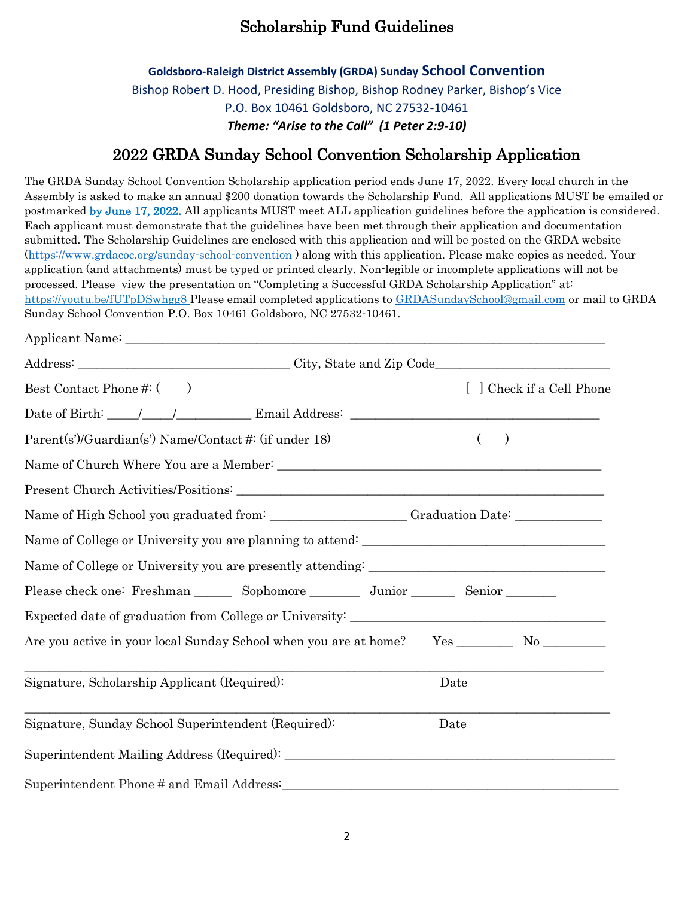# Scholarship Fund Guidelines

**Goldsboro-Raleigh District Assembly (GRDA) Sunday School Convention**

Bishop Robert D. Hood, Presiding Bishop, Bishop Rodney Parker, Bishop's Vice

P.O. Box 10461 Goldsboro, NC 27532-10461

***Theme: "Arise to the Call" (1 Peter 2:9-10)***

## 2022 GRDA Sunday School Convention Scholarship Application

The GRDA Sunday School Convention Scholarship application period ends June 17, 2022. Every local church in the Assembly is asked to make an annual $200 donation towards the Scholarship Fund. All applications MUST be emailed or postmarked **by June 17, 2022.** All applicants MUST meet ALL application guidelines before the application is considered. Each applicant must demonstrate that the guidelines have been met through their application and documentation submitted. The Scholarship Guidelines are enclosed with this application and will be posted on the GRDA website (https://www.grdacoc.org/sunday-school-convention ) along with this application. Please make copies as needed. Your application (and attachments) must be typed or printed clearly. Non-legible or incomplete applications will not be processed. Please view the presentation on "Completing a Successful GRDA Scholarship Application" at: https://youtu.be/fUTpDSwhgg8 Please email completed applications to GRDASundaySchool@gmail.com or mail to GRDA Sunday School Convention P.O. Box 10461 Goldsboro, NC 27532-10461.

Applicant Name: ______________________________________________

Address: ______________________ City, State and Zip Code______________________

Best Contact Phone #: (    ) ______________________________ [ ] Check if a Cell Phone

Date of Birth: ____/____/________ Email Address: ______________________________

Parent(s')/Guardian(s') Name/Contact #: (if under 18)____________________ (    ) __________

Name of Church Where You are a Member: ______________________________________

Present Church Activities/Positions: ______________________________________

Name of High School you graduated from: __________________ Graduation Date: __________

Name of College or University you are planning to attend: ______________________________

Name of College or University you are presently attending: ______________________________

Please check one: Freshman _____ Sophomore _______ Junior ______ Senior _______

Expected date of graduation from College or University: ______________________________

Are you active in your local Sunday School when you are at home? Yes ________ No _________

______________________________________________________________

Signature, Scholarship Applicant (Required): Date

______________________________________________________________

Signature, Sunday School Superintendent (Required): Date

Superintendent Mailing Address (Required): ______________________________________

Superintendent Phone # and Email Address:______________________________________